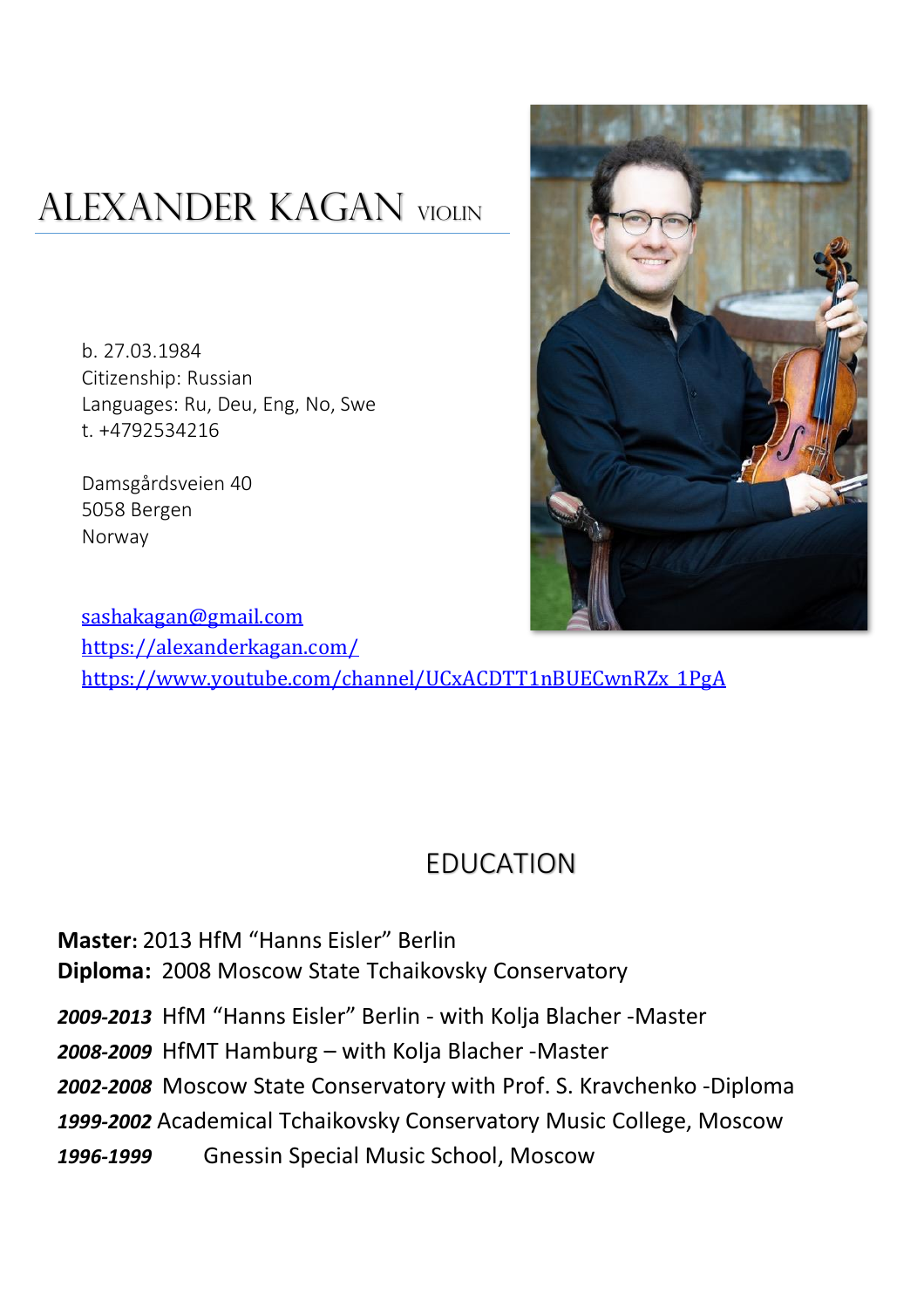# ALEXANDER KAGAN VIOLIN

b. 27.03.1984
Citizenship: Russian
Languages: Ru, Deu, Eng, No, Swe
t. +4792534216

Damsgårdsveien 40
5058 Bergen
Norway

sashakagan@gmail.com
https://alexanderkagan.com/
https://www.youtube.com/channel/UCxACDTT1nBUECwnRZx_1PgA

## EDUCATION

**Master:** 2013 HfM "Hanns Eisler" Berlin
**Diploma:** 2008 Moscow State Tchaikovsky Conservatory

***2009-2013*** HfM "Hanns Eisler" Berlin - with Kolja Blacher -Master
***2008-2009*** HfMT Hamburg – with Kolja Blacher -Master
***2002-2008*** Moscow State Conservatory with Prof. S. Kravchenko -Diploma
***1999-2002*** Academical Tchaikovsky Conservatory Music College, Moscow
***1996-1999*** Gnessin Special Music School, Moscow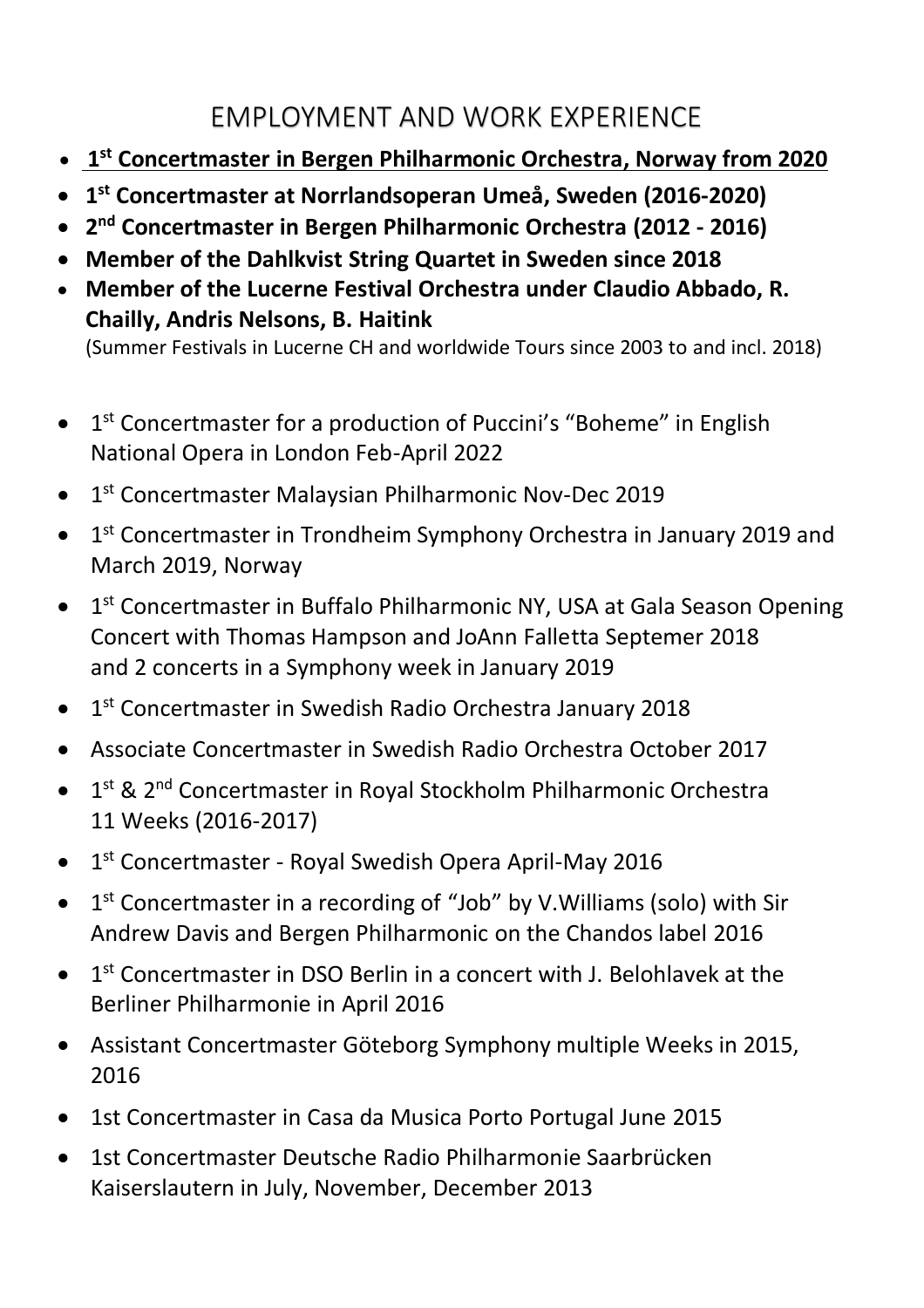# EMPLOYMENT AND WORK EXPERIENCE

- **1st Concertmaster in Bergen Philharmonic Orchestra, Norway from 2020**
- **1st Concertmaster at Norrlandsoperan Umeå, Sweden (2016-2020)**
- **2nd Concertmaster in Bergen Philharmonic Orchestra (2012 - 2016)**
- **Member of the Dahlkvist String Quartet in Sweden since 2018**
- **Member of the Lucerne Festival Orchestra under Claudio Abbado, R. Chailly, Andris Nelsons, B. Haitink**
  (Summer Festivals in Lucerne CH and worldwide Tours since 2003 to and incl. 2018)

- 1st Concertmaster for a production of Puccini's "Boheme" in English National Opera in London Feb-April 2022
- 1st Concertmaster Malaysian Philharmonic Nov-Dec 2019
- 1st Concertmaster in Trondheim Symphony Orchestra in January 2019 and March 2019, Norway
- 1st Concertmaster in Buffalo Philharmonic NY, USA at Gala Season Opening Concert with Thomas Hampson and JoAnn Falletta Septemer 2018 and 2 concerts in a Symphony week in January 2019
- 1st Concertmaster in Swedish Radio Orchestra January 2018
- Associate Concertmaster in Swedish Radio Orchestra October 2017
- 1st & 2nd Concertmaster in Royal Stockholm Philharmonic Orchestra 11 Weeks (2016-2017)
- 1st Concertmaster - Royal Swedish Opera April-May 2016
- 1st Concertmaster in a recording of "Job" by V.Williams (solo) with Sir Andrew Davis and Bergen Philharmonic on the Chandos label 2016
- 1st Concertmaster in DSO Berlin in a concert with J. Belohlavek at the Berliner Philharmonie in April 2016
- Assistant Concertmaster Göteborg Symphony multiple Weeks in 2015, 2016
- 1st Concertmaster in Casa da Musica Porto Portugal June 2015
- 1st Concertmaster Deutsche Radio Philharmonie Saarbrücken Kaiserslautern in July, November, December 2013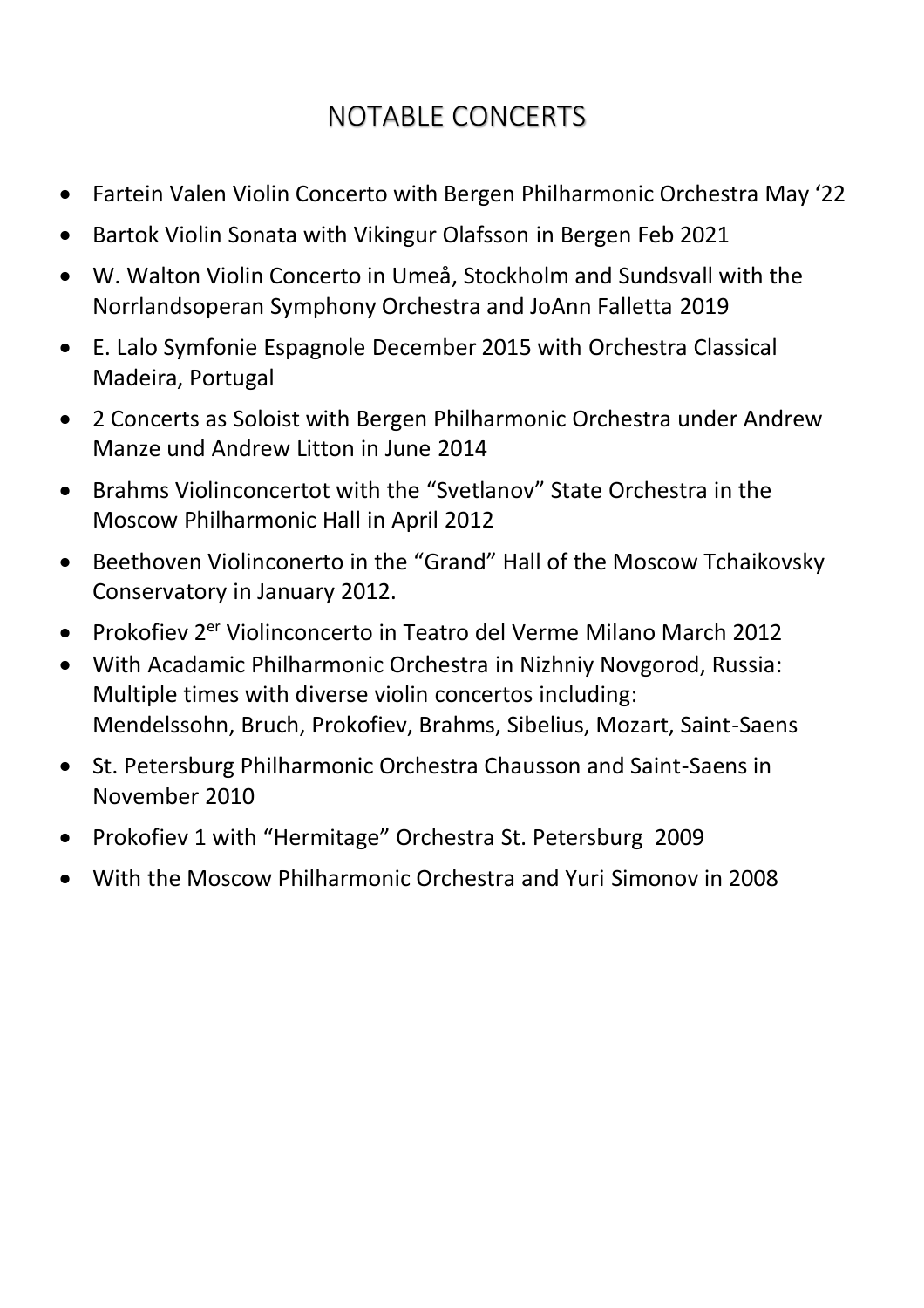# NOTABLE CONCERTS

- Fartein Valen Violin Concerto with Bergen Philharmonic Orchestra May '22
- Bartok Violin Sonata with Vikingur Olafsson in Bergen Feb 2021
- W. Walton Violin Concerto in Umeå, Stockholm and Sundsvall with the Norrlandsoperan Symphony Orchestra and JoAnn Falletta 2019
- E. Lalo Symfonie Espagnole December 2015 with Orchestra Classical Madeira, Portugal
- 2 Concerts as Soloist with Bergen Philharmonic Orchestra under Andrew Manze und Andrew Litton in June 2014
- Brahms Violinconcertot with the "Svetlanov" State Orchestra in the Moscow Philharmonic Hall in April 2012
- Beethoven Violinconerto in the "Grand" Hall of the Moscow Tchaikovsky Conservatory in January 2012.
- Prokofiev 2er Violinconcerto in Teatro del Verme Milano March 2012
- With Acadamic Philharmonic Orchestra in Nizhniy Novgorod, Russia: Multiple times with diverse violin concertos including: Mendelssohn, Bruch, Prokofiev, Brahms, Sibelius, Mozart, Saint-Saens
- St. Petersburg Philharmonic Orchestra Chausson and Saint-Saens in November 2010
- Prokofiev 1 with "Hermitage" Orchestra St. Petersburg 2009
- With the Moscow Philharmonic Orchestra and Yuri Simonov in 2008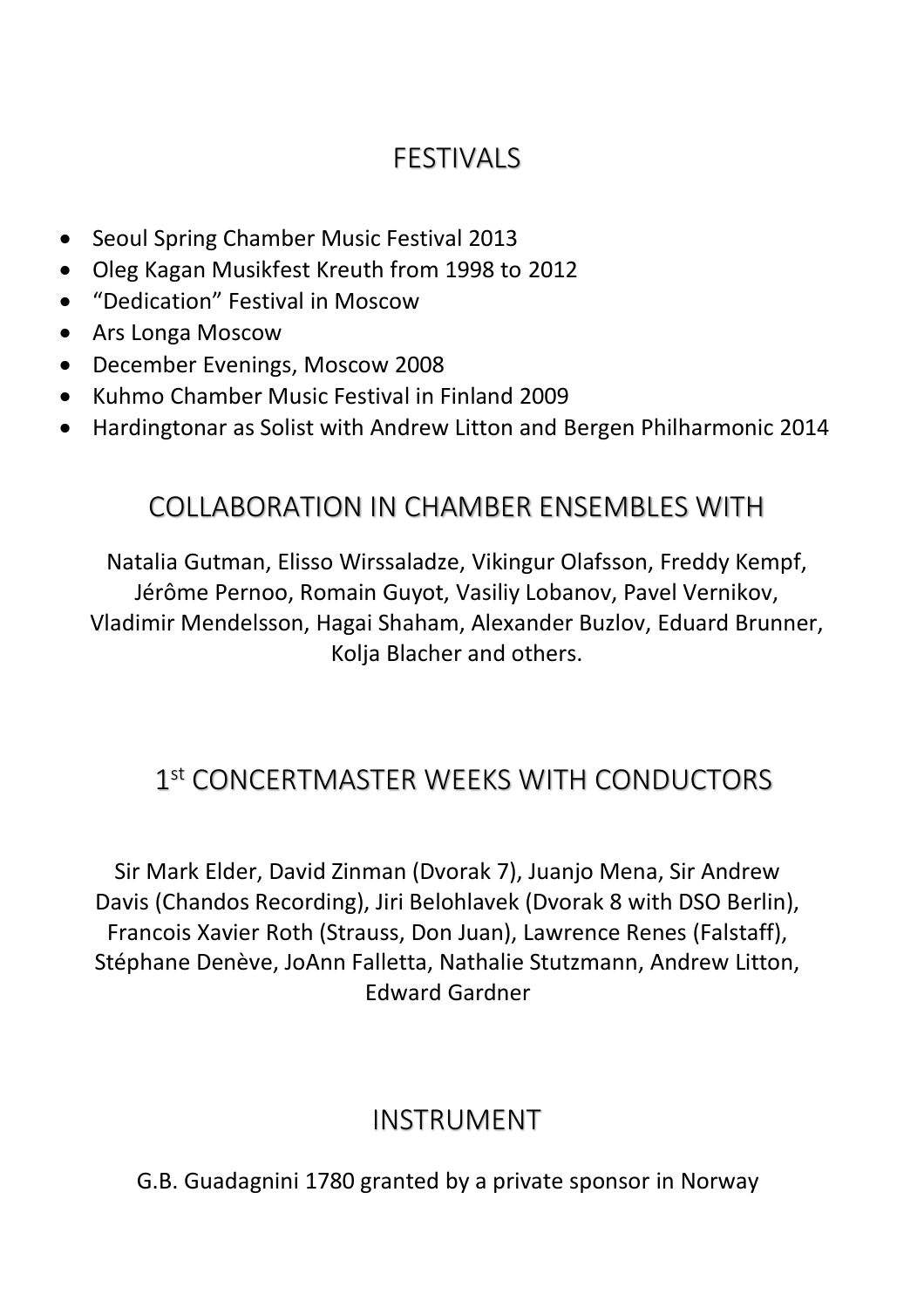## FESTIVALS

- Seoul Spring Chamber Music Festival 2013
- Oleg Kagan Musikfest Kreuth from 1998 to 2012
- “Dedication” Festival in Moscow
- Ars Longa Moscow
- December Evenings, Moscow 2008
- Kuhmo Chamber Music Festival in Finland 2009
- Hardingtonar as Solist with Andrew Litton and Bergen Philharmonic 2014

## COLLABORATION IN CHAMBER ENSEMBLES WITH

Natalia Gutman, Elisso Wirssaladze, Vikingur Olafsson, Freddy Kempf, Jérôme Pernoo, Romain Guyot, Vasiliy Lobanov, Pavel Vernikov, Vladimir Mendelsson, Hagai Shaham, Alexander Buzlov, Eduard Brunner, Kolja Blacher and others.

## 1st CONCERTMASTER WEEKS WITH CONDUCTORS

Sir Mark Elder, David Zinman (Dvorak 7), Juanjo Mena, Sir Andrew Davis (Chandos Recording), Jiri Belohlavek (Dvorak 8 with DSO Berlin), Francois Xavier Roth (Strauss, Don Juan), Lawrence Renes (Falstaff), Stéphane Denève, JoAnn Falletta, Nathalie Stutzmann, Andrew Litton, Edward Gardner

## INSTRUMENT

G.B. Guadagnini 1780 granted by a private sponsor in Norway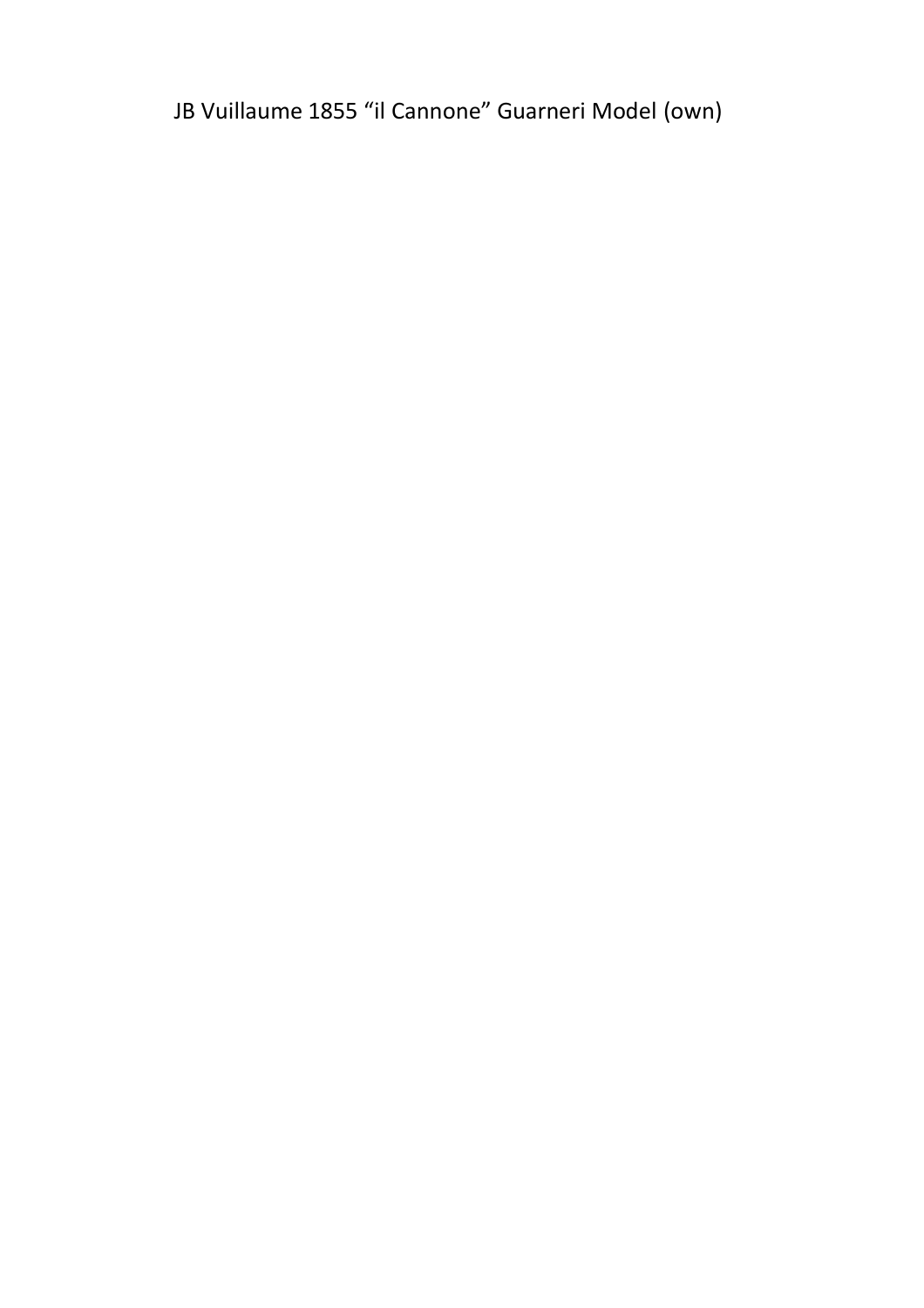JB Vuillaume 1855 “il Cannone” Guarneri Model (own)